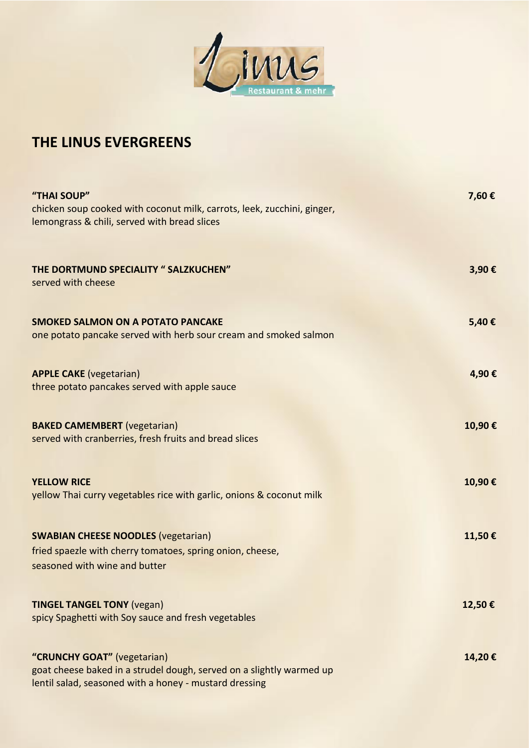Linus Restaurant & mehr

# THE LINUS EVERGREENS

**"THAI SOUP"** 7,60 €
chicken soup cooked with coconut milk, carrots, leek, zucchini, ginger, lemongrass & chili, served with bread slices

**THE DORTMUND SPECIALITY " SALZKUCHEN"** 3,90 €
served with cheese

**SMOKED SALMON ON A POTATO PANCAKE** 5,40 €
one potato pancake served with herb sour cream and smoked salmon

**APPLE CAKE** (vegetarian) 4,90 €
three potato pancakes served with apple sauce

**BAKED CAMEMBERT** (vegetarian) 10,90 €
served with cranberries, fresh fruits and bread slices

**YELLOW RICE** 10,90 €
yellow Thai curry vegetables rice with garlic, onions & coconut milk

**SWABIAN CHEESE NOODLES** (vegetarian) 11,50 €
fried spaezle with cherry tomatoes, spring onion, cheese, seasoned with wine and butter

**TINGEL TANGEL TONY** (vegan) 12,50 €
spicy Spaghetti with Soy sauce and fresh vegetables

**"CRUNCHY GOAT"** (vegetarian) 14,20 €
goat cheese baked in a strudel dough, served on a slightly warmed up lentil salad, seasoned with a honey - mustard dressing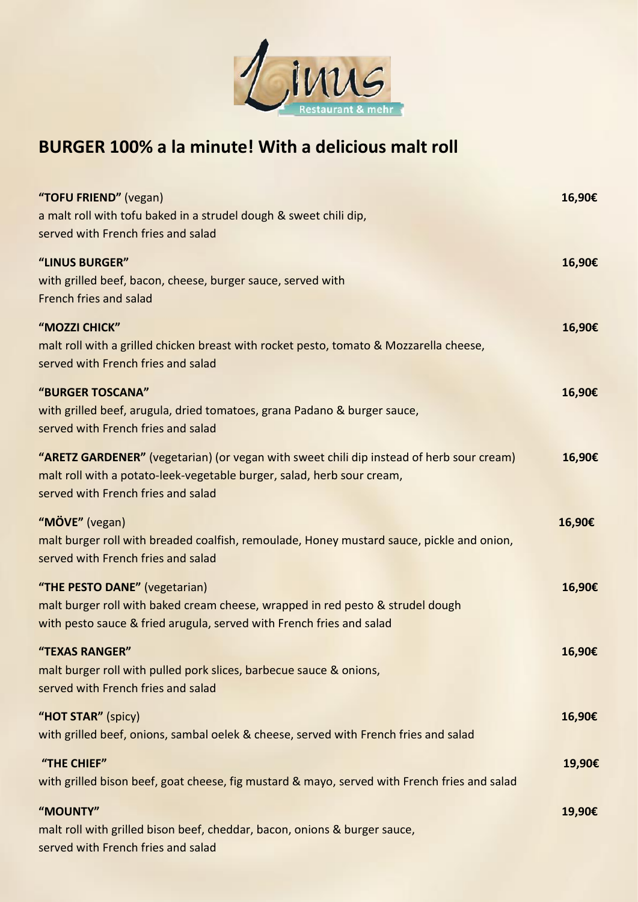Linus

Restaurant & mehr

# BURGER 100% a la minute! With a delicious malt roll

**"TOFU FRIEND"** (vegan) **16,90€**
a malt roll with tofu baked in a strudel dough & sweet chili dip,
served with French fries and salad

**"LINUS BURGER"** **16,90€**
with grilled beef, bacon, cheese, burger sauce, served with
French fries and salad

**"MOZZI CHICK"** **16,90€**
malt roll with a grilled chicken breast with rocket pesto, tomato & Mozzarella cheese,
served with French fries and salad

**"BURGER TOSCANA"** **16,90€**
with grilled beef, arugula, dried tomatoes, grana Padano & burger sauce,
served with French fries and salad

**"ARETZ GARDENER"** (vegetarian) (or vegan with sweet chili dip instead of herb sour cream) **16,90€**
malt roll with a potato-leek-vegetable burger, salad, herb sour cream,
served with French fries and salad

**"MÖVE"** (vegan) **16,90€**
malt burger roll with breaded coalfish, remoulade, Honey mustard sauce, pickle and onion,
served with French fries and salad

**"THE PESTO DANE"** (vegetarian) **16,90€**
malt burger roll with baked cream cheese, wrapped in red pesto & strudel dough
with pesto sauce & fried arugula, served with French fries and salad

**"TEXAS RANGER"** **16,90€**
malt burger roll with pulled pork slices, barbecue sauce & onions,
served with French fries and salad

**"HOT STAR"** (spicy) **16,90€**
with grilled beef, onions, sambal oelek & cheese, served with French fries and salad

**"THE CHIEF"** **19,90€**
with grilled bison beef, goat cheese, fig mustard & mayo, served with French fries and salad

**"MOUNTY"** **19,90€**
malt roll with grilled bison beef, cheddar, bacon, onions & burger sauce,
served with French fries and salad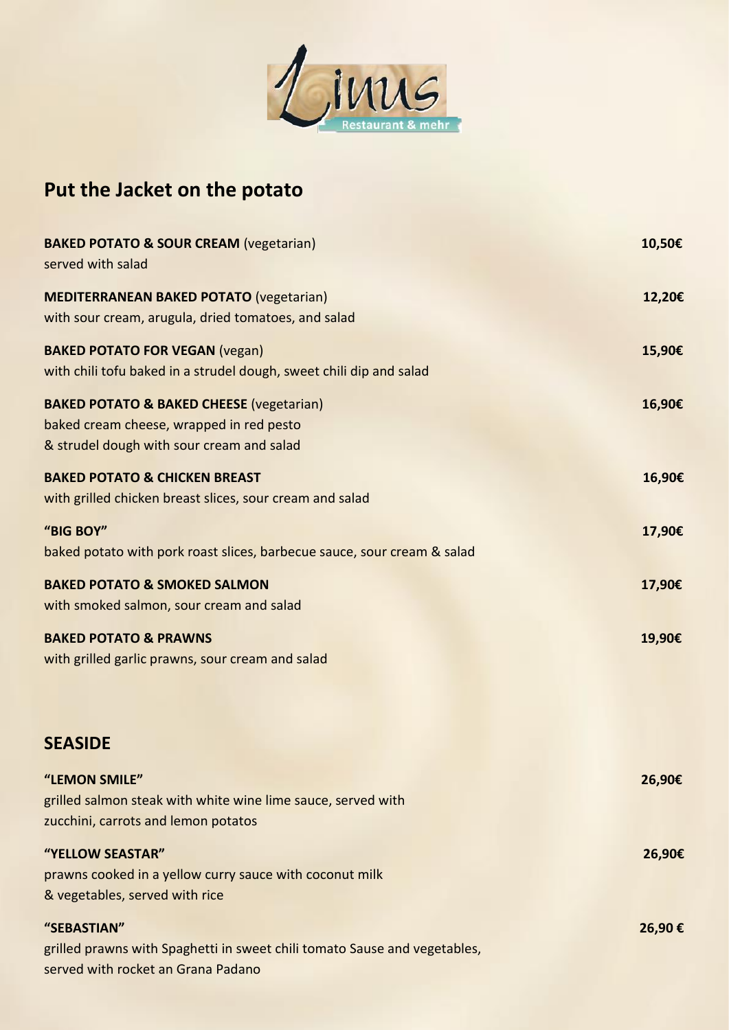Linus Restaurant & mehr

## Put the Jacket on the potato

**BAKED POTATO & SOUR CREAM** (vegetarian) **10,50€**
served with salad

**MEDITERRANEAN BAKED POTATO** (vegetarian) **12,20€**
with sour cream, arugula, dried tomatoes, and salad

**BAKED POTATO FOR VEGAN** (vegan) **15,90€**
with chili tofu baked in a strudel dough, sweet chili dip and salad

**BAKED POTATO & BAKED CHEESE** (vegetarian) **16,90€**
baked cream cheese, wrapped in red pesto
& strudel dough with sour cream and salad

**BAKED POTATO & CHICKEN BREAST** **16,90€**
with grilled chicken breast slices, sour cream and salad

**"BIG BOY"** **17,90€**
baked potato with pork roast slices, barbecue sauce, sour cream & salad

**BAKED POTATO & SMOKED SALMON** **17,90€**
with smoked salmon, sour cream and salad

**BAKED POTATO & PRAWNS** **19,90€**
with grilled garlic prawns, sour cream and salad

## SEASIDE

**"LEMON SMILE"** **26,90€**
grilled salmon steak with white wine lime sauce, served with
zucchini, carrots and lemon potatos

**"YELLOW SEASTAR"** **26,90€**
prawns cooked in a yellow curry sauce with coconut milk
& vegetables, served with rice

**"SEBASTIAN"** **26,90 €**
grilled prawns with Spaghetti in sweet chili tomato Sause and vegetables,
served with rocket an Grana Padano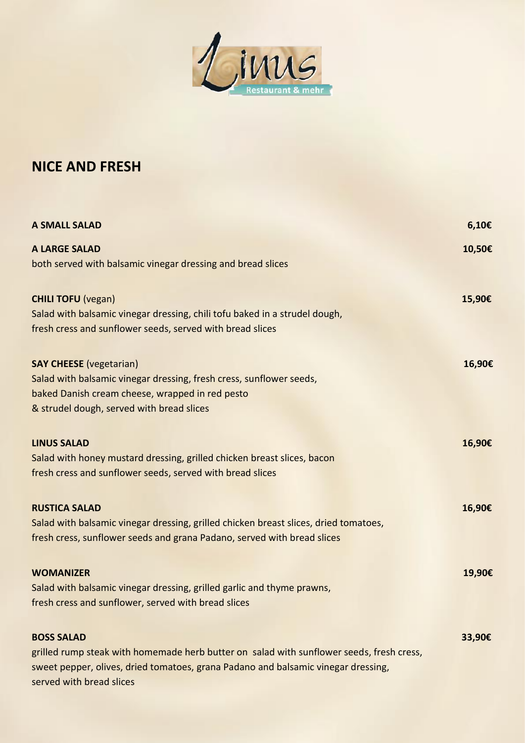Linus
Restaurant & mehr

## NICE AND FRESH

**A SMALL SALAD** 6,10€

**A LARGE SALAD** 10,50€
both served with balsamic vinegar dressing and bread slices

**CHILI TOFU** (vegan) 15,90€
Salad with balsamic vinegar dressing, chili tofu baked in a strudel dough,
fresh cress and sunflower seeds, served with bread slices

**SAY CHEESE** (vegetarian) 16,90€
Salad with balsamic vinegar dressing, fresh cress, sunflower seeds,
baked Danish cream cheese, wrapped in red pesto
& strudel dough, served with bread slices

**LINUS SALAD** 16,90€
Salad with honey mustard dressing, grilled chicken breast slices, bacon
fresh cress and sunflower seeds, served with bread slices

**RUSTICA SALAD** 16,90€
Salad with balsamic vinegar dressing, grilled chicken breast slices, dried tomatoes,
fresh cress, sunflower seeds and grana Padano, served with bread slices

**WOMANIZER** 19,90€
Salad with balsamic vinegar dressing, grilled garlic and thyme prawns,
fresh cress and sunflower, served with bread slices

**BOSS SALAD** 33,90€
grilled rump steak with homemade herb butter on salad with sunflower seeds, fresh cress,
sweet pepper, olives, dried tomatoes, grana Padano and balsamic vinegar dressing,
served with bread slices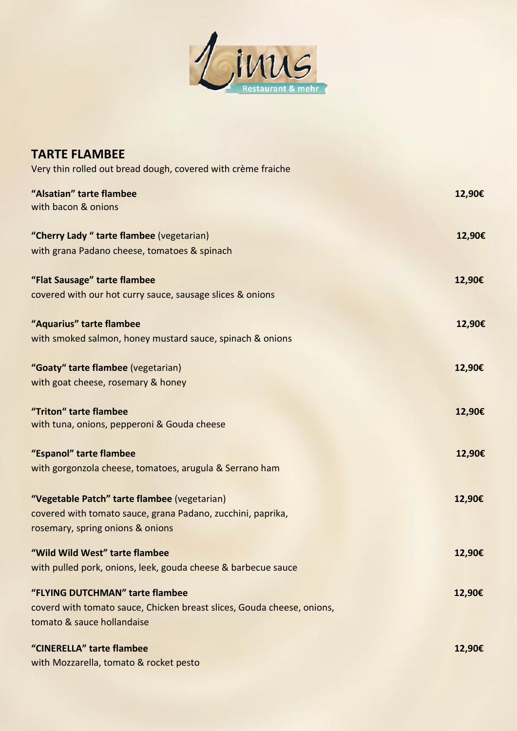Linus

Restaurant & mehr

## TARTE FLAMBEE

Very thin rolled out bread dough, covered with crème fraiche

**"Alsatian" tarte flambee** **12,90€**
with bacon & onions

**"Cherry Lady " tarte flambee** (vegetarian) **12,90€**
with grana Padano cheese, tomatoes & spinach

**"Flat Sausage" tarte flambee** **12,90€**
covered with our hot curry sauce, sausage slices & onions

**"Aquarius" tarte flambee** **12,90€**
with smoked salmon, honey mustard sauce, spinach & onions

**"Goaty" tarte flambee** (vegetarian) **12,90€**
with goat cheese, rosemary & honey

**"Triton" tarte flambee** **12,90€**
with tuna, onions, pepperoni & Gouda cheese

**"Espanol" tarte flambee** **12,90€**
with gorgonzola cheese, tomatoes, arugula & Serrano ham

**"Vegetable Patch" tarte flambee** (vegetarian) **12,90€**
covered with tomato sauce, grana Padano, zucchini, paprika, rosemary, spring onions & onions

**"Wild Wild West" tarte flambee** **12,90€**
with pulled pork, onions, leek, gouda cheese & barbecue sauce

**"FLYING DUTCHMAN" tarte flambee** **12,90€**
coverd with tomato sauce, Chicken breast slices, Gouda cheese, onions, tomato & sauce hollandaise

**"CINERELLA" tarte flambee** **12,90€**
with Mozzarella, tomato & rocket pesto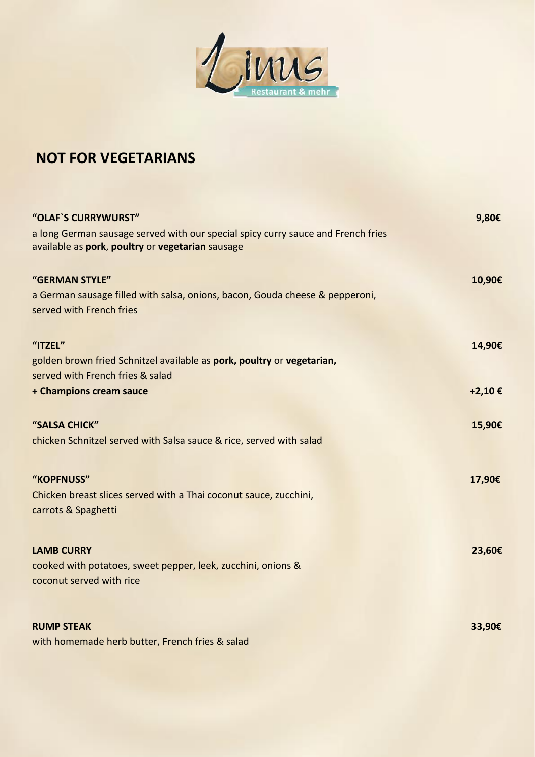# NOT FOR VEGETARIANS

**"OLAF`S CURRYWURST"** **9,80€**

a long German sausage served with our special spicy curry sauce and French fries
available as **pork**, **poultry** or **vegetarian** sausage

**"GERMAN STYLE"** **10,90€**

a German sausage filled with salsa, onions, bacon, Gouda cheese & pepperoni,
served with French fries

**"ITZEL"** **14,90€**

golden brown fried Schnitzel available as **pork, poultry** or **vegetarian,**
served with French fries & salad

**+ Champions cream sauce** **+2,10 €**

**"SALSA CHICK"** **15,90€**

chicken Schnitzel served with Salsa sauce & rice, served with salad

**"KOPFNUSS"** **17,90€**

Chicken breast slices served with a Thai coconut sauce, zucchini,
carrots & Spaghetti

**LAMB CURRY** **23,60€**

cooked with potatoes, sweet pepper, leek, zucchini, onions &
coconut served with rice

**RUMP STEAK** **33,90€**

with homemade herb butter, French fries & salad